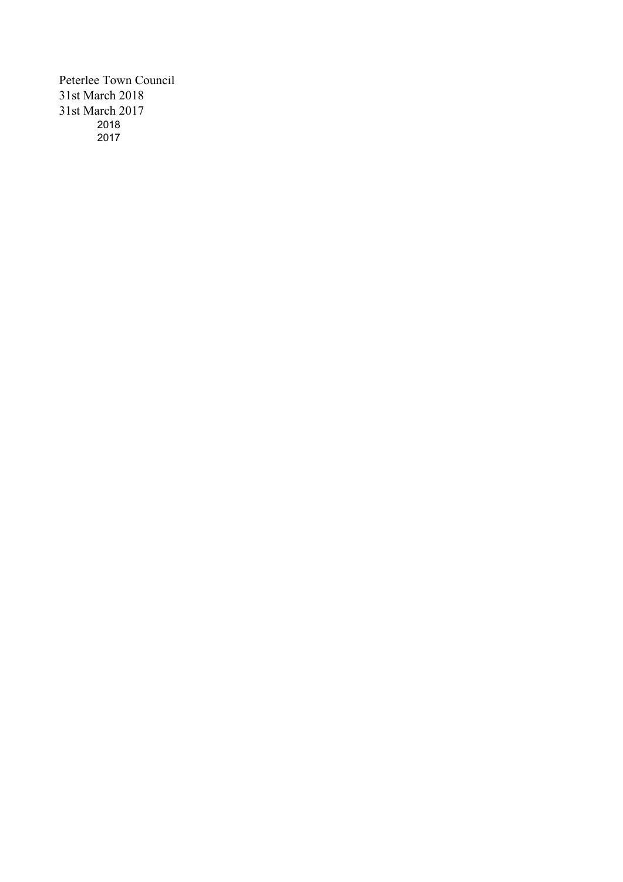Peterlee Town Council

31st March 2018

31st March 2017

2018

2017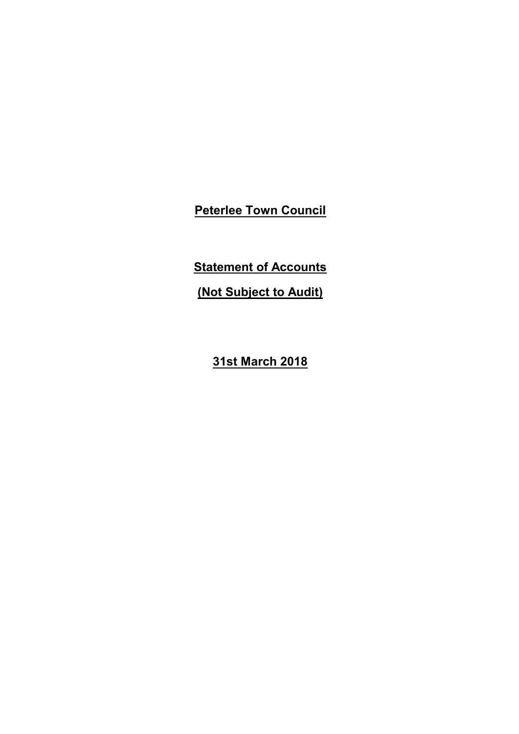**Peterlee Town Council**

**Statement of Accounts**

**(Not Subject to Audit)**

**31st March 2018**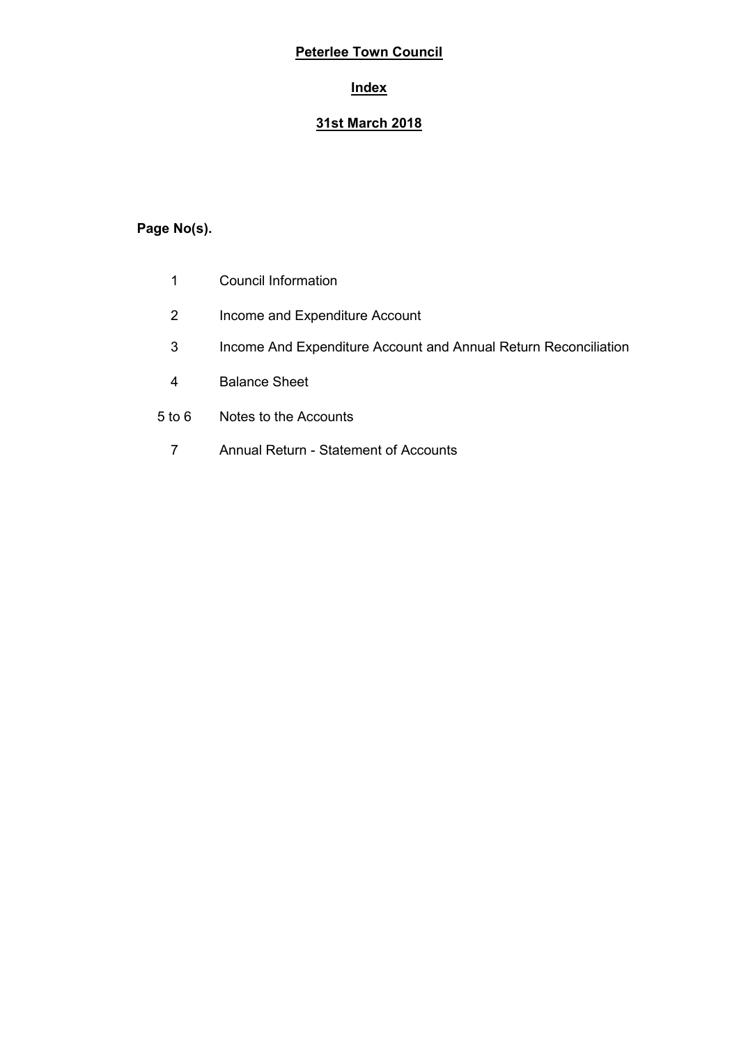# Peterlee Town Council

## Index

## 31st March 2018

**Page No(s).**

| | |
|---|---|
| 1 | Council Information |
| 2 | Income and Expenditure Account |
| 3 | Income And Expenditure Account and Annual Return Reconciliation |
| 4 | Balance Sheet |
| 5 to 6 | Notes to the Accounts |
| 7 | Annual Return - Statement of Accounts |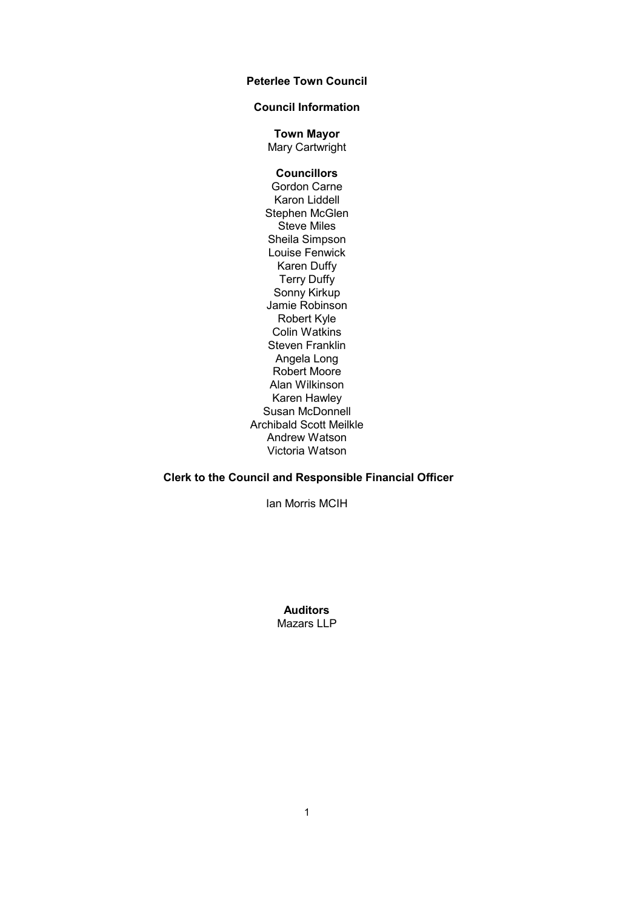# Peterlee Town Council

## Council Information

### Town Mayor

Mary Cartwright

### Councillors

Gordon Carne
Karon Liddell
Stephen McGlen
Steve Miles
Sheila Simpson
Louise Fenwick
Karen Duffy
Terry Duffy
Sonny Kirkup
Jamie Robinson
Robert Kyle
Colin Watkins
Steven Franklin
Angela Long
Robert Moore
Alan Wilkinson
Karen Hawley
Susan McDonnell
Archibald Scott Meilkle
Andrew Watson
Victoria Watson

### Clerk to the Council and Responsible Financial Officer

Ian Morris MCIH

### Auditors

Mazars LLP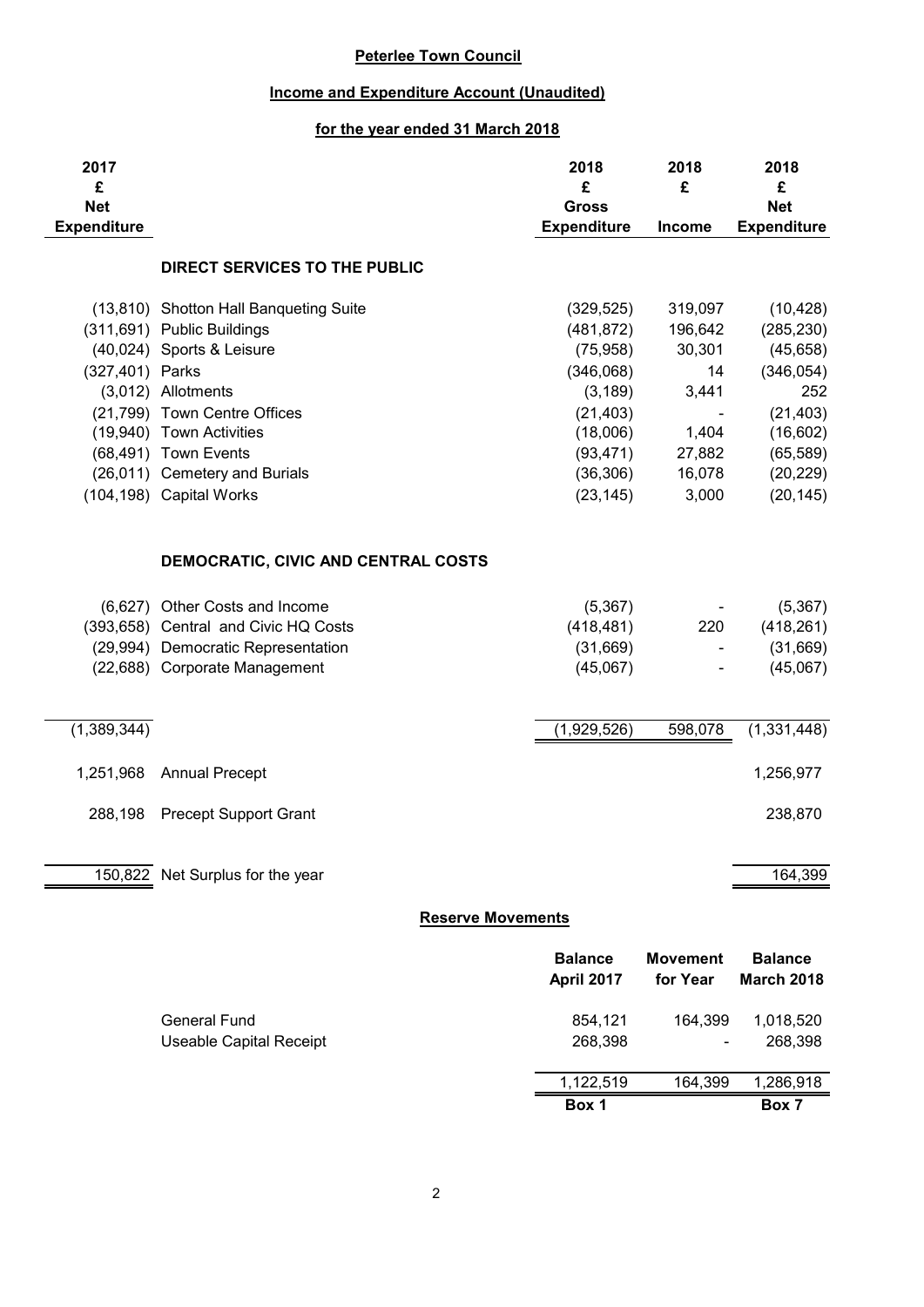**Peterlee Town Council**

**Income and Expenditure Account (Unaudited)**

**for the year ended 31 March 2018**

| 2017 £ Net Expenditure | | 2018 £ Gross Expenditure | 2018 £ Income | 2018 £ Net Expenditure |
|---|---|---|---|---|
| | **DIRECT SERVICES TO THE PUBLIC** | | | |
| (13,810) | Shotton Hall Banqueting Suite | (329,525) | 319,097 | (10,428) |
| (311,691) | Public Buildings | (481,872) | 196,642 | (285,230) |
| (40,024) | Sports & Leisure | (75,958) | 30,301 | (45,658) |
| (327,401) | Parks | (346,068) | 14 | (346,054) |
| (3,012) | Allotments | (3,189) | 3,441 | 252 |
| (21,799) | Town Centre Offices | (21,403) | - | (21,403) |
| (19,940) | Town Activities | (18,006) | 1,404 | (16,602) |
| (68,491) | Town Events | (93,471) | 27,882 | (65,589) |
| (26,011) | Cemetery and Burials | (36,306) | 16,078 | (20,229) |
| (104,198) | Capital Works | (23,145) | 3,000 | (20,145) |
| | **DEMOCRATIC, CIVIC AND CENTRAL COSTS** | | | |
| (6,627) | Other Costs and Income | (5,367) | - | (5,367) |
| (393,658) | Central and Civic HQ Costs | (418,481) | 220 | (418,261) |
| (29,994) | Democratic Representation | (31,669) | - | (31,669) |
| (22,688) | Corporate Management | (45,067) | - | (45,067) |
| (1,389,344) | | (1,929,526) | 598,078 | (1,331,448) |
| 1,251,968 | Annual Precept | | | 1,256,977 |
| 288,198 | Precept Support Grant | | | 238,870 |
| 150,822 | Net Surplus for the year | | | 164,399 |

**Reserve Movements**

| | Balance April 2017 | Movement for Year | Balance March 2018 |
|---|---|---|---|
| General Fund | 854,121 | 164,399 | 1,018,520 |
| Useable Capital Receipt | 268,398 | - | 268,398 |
| | 1,122,519 | 164,399 | 1,286,918 |
| | Box 1 | | Box 7 |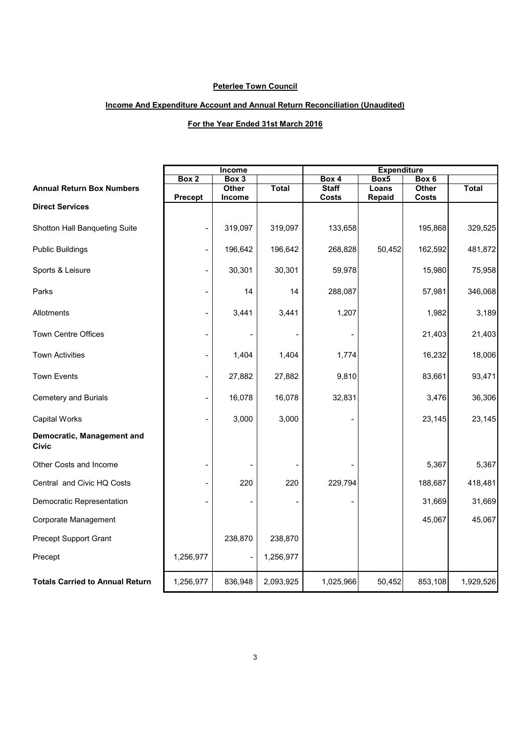**Peterlee Town Council**

**Income And Expenditure Account and Annual Return Reconciliation (Unaudited)**

**For the Year Ended 31st March 2016**

| | Income | | | Expenditure | | | |
|---|---|---|---|---|---|---|---|
| | Box 2 | Box 3 | | Box 4 | Box5 | Box 6 | |
| **Annual Return Box Numbers** | **Precept** | **Other Income** | **Total** | **Staff Costs** | **Loans Repaid** | **Other Costs** | **Total** |
| **Direct Services** | | | | | | | |
| Shotton Hall Banqueting Suite | - | 319,097 | 319,097 | 133,658 | | 195,868 | 329,525 |
| Public Buildings | - | 196,642 | 196,642 | 268,828 | 50,452 | 162,592 | 481,872 |
| Sports & Leisure | - | 30,301 | 30,301 | 59,978 | | 15,980 | 75,958 |
| Parks | - | 14 | 14 | 288,087 | | 57,981 | 346,068 |
| Allotments | - | 3,441 | 3,441 | 1,207 | | 1,982 | 3,189 |
| Town Centre Offices | - | - | - | - | | 21,403 | 21,403 |
| Town Activities | - | 1,404 | 1,404 | 1,774 | | 16,232 | 18,006 |
| Town Events | - | 27,882 | 27,882 | 9,810 | | 83,661 | 93,471 |
| Cemetery and Burials | - | 16,078 | 16,078 | 32,831 | | 3,476 | 36,306 |
| Capital Works | - | 3,000 | 3,000 | - | | 23,145 | 23,145 |
| **Democratic, Management and Civic** | | | | | | | |
| Other Costs and Income | - | - | - | - | | 5,367 | 5,367 |
| Central and Civic HQ Costs | - | 220 | 220 | 229,794 | | 188,687 | 418,481 |
| Democratic Representation | - | - | - | - | | 31,669 | 31,669 |
| Corporate Management | | | | | | 45,067 | 45,067 |
| Precept Support Grant | | 238,870 | 238,870 | | | | |
| Precept | 1,256,977 | - | 1,256,977 | | | | |
| **Totals Carried to Annual Return** | 1,256,977 | 836,948 | 2,093,925 | 1,025,966 | 50,452 | 853,108 | 1,929,526 |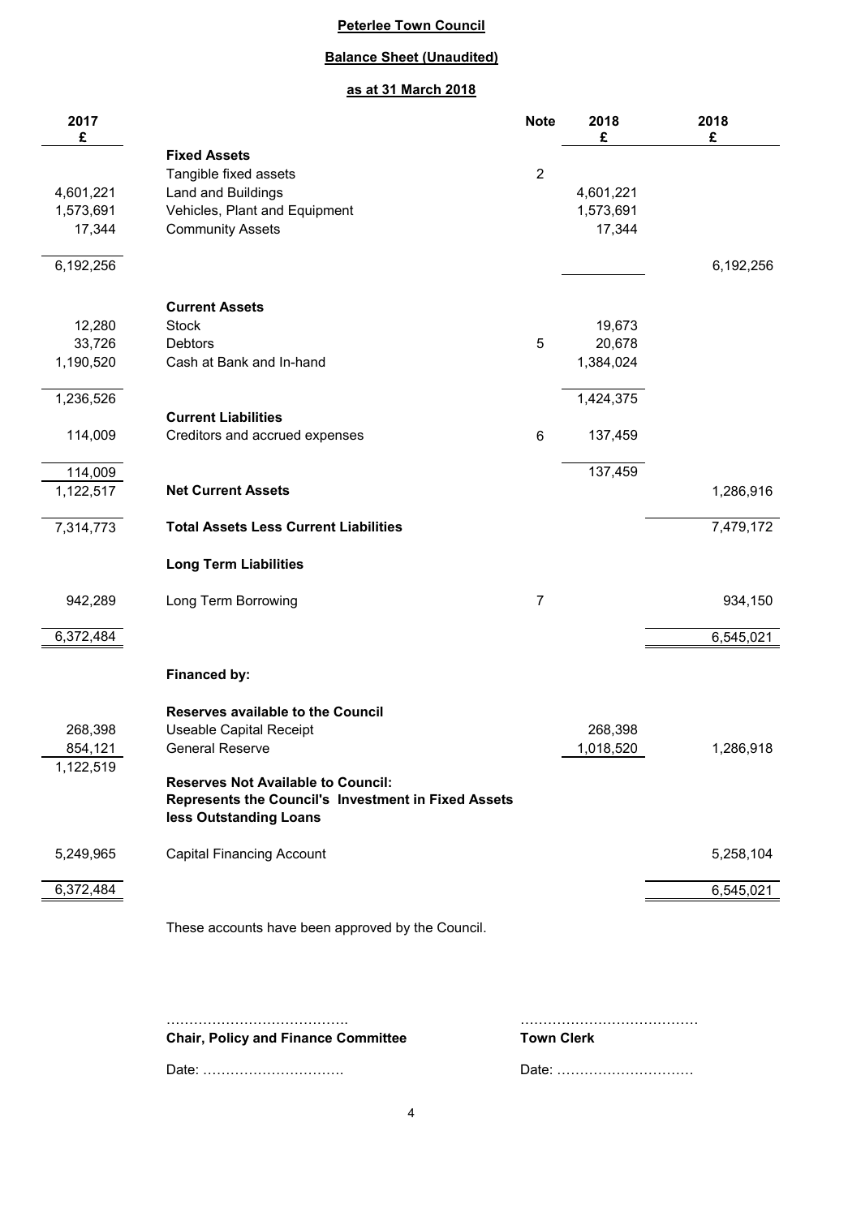**Peterlee Town Council**

**Balance Sheet (Unaudited)**

**as at 31 March 2018**

| 2017 £ | | Note | 2018 £ | 2018 £ |
|---|---|---|---|---|
| | **Fixed Assets** | | | |
| | Tangible fixed assets | 2 | | |
| 4,601,221 | Land and Buildings | | 4,601,221 | |
| 1,573,691 | Vehicles, Plant and Equipment | | 1,573,691 | |
| 17,344 | Community Assets | | 17,344 | |
| 6,192,256 | | | | 6,192,256 |
| | **Current Assets** | | | |
| 12,280 | Stock | | 19,673 | |
| 33,726 | Debtors | 5 | 20,678 | |
| 1,190,520 | Cash at Bank and In-hand | | 1,384,024 | |
| 1,236,526 | | | 1,424,375 | |
| | **Current Liabilities** | | | |
| 114,009 | Creditors and accrued expenses | 6 | 137,459 | |
| 114,009 | | | 137,459 | |
| 1,122,517 | **Net Current Assets** | | | 1,286,916 |
| 7,314,773 | **Total Assets Less Current Liabilities** | | | 7,479,172 |
| | **Long Term Liabilities** | | | |
| 942,289 | Long Term Borrowing | 7 | | 934,150 |
| 6,372,484 | | | | 6,545,021 |
| | **Financed by:** | | | |
| | **Reserves available to the Council** | | | |
| 268,398 | Useable Capital Receipt | | 268,398 | |
| 854,121 | General Reserve | | 1,018,520 | 1,286,918 |
| 1,122,519 | | | | |
| | **Reserves Not Available to Council: Represents the Council's Investment in Fixed Assets less Outstanding Loans** | | | |
| 5,249,965 | Capital Financing Account | | | 5,258,104 |
| 6,372,484 | | | | 6,545,021 |

These accounts have been approved by the Council.

…………………………………. 
**Chair, Policy and Finance Committee**

Date: ………………………….

…………………………………
**Town Clerk**

Date: …………………………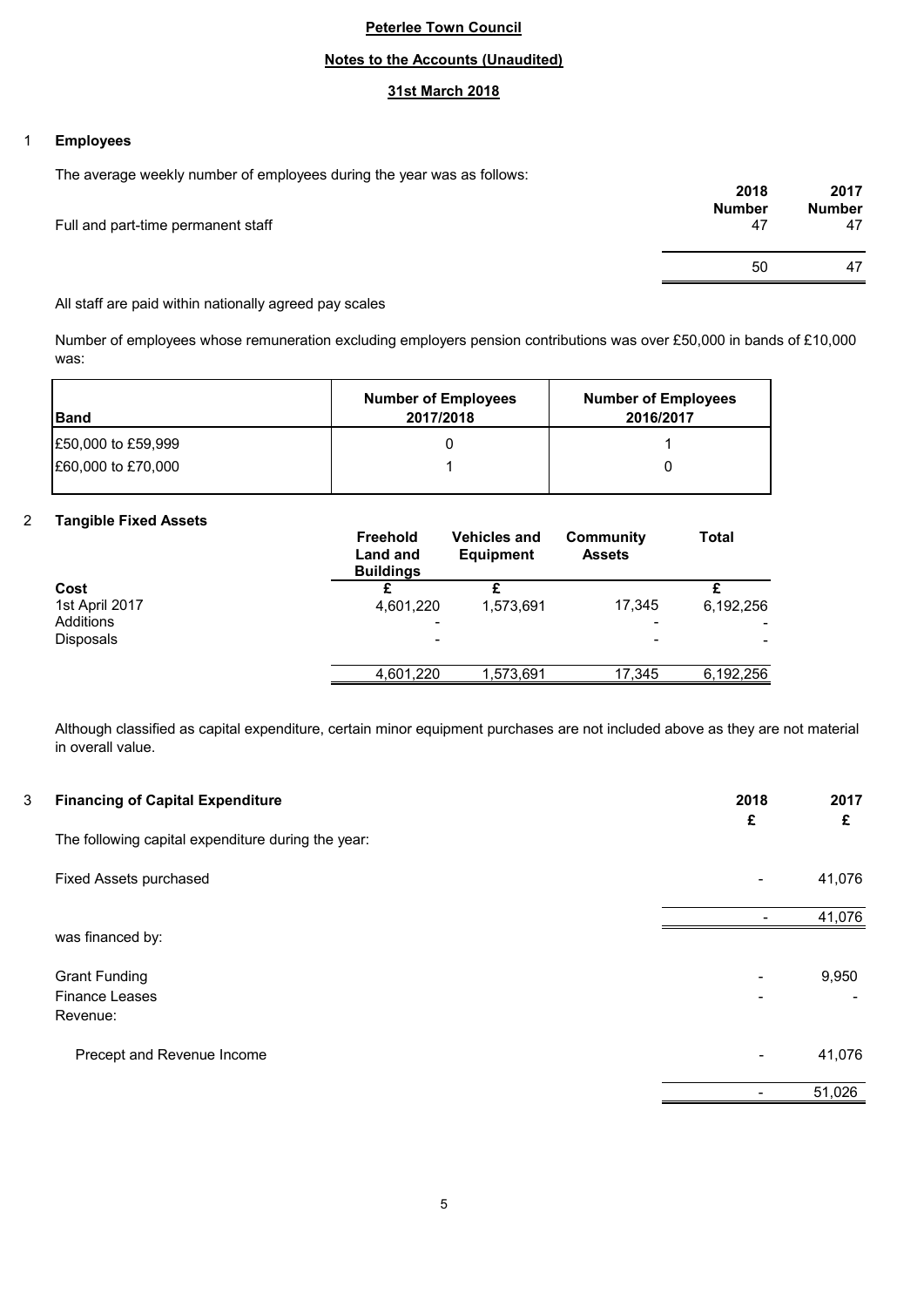**Peterlee Town Council**

**Notes to the Accounts (Unaudited)**

**31st March 2018**

## 1 Employees

The average weekly number of employees during the year was as follows:

| | 2018 Number | 2017 Number |
|---|---|---|
| Full and part-time permanent staff | 47 | 47 |
| | 50 | 47 |

All staff are paid within nationally agreed pay scales

Number of employees whose remuneration excluding employers pension contributions was over £50,000 in bands of £10,000 was:

| Band | Number of Employees 2017/2018 | Number of Employees 2016/2017 |
|---|---|---|
| £50,000 to £59,999 | 0 | 1 |
| £60,000 to £70,000 | 1 | 0 |

## 2 Tangible Fixed Assets

| | Freehold Land and Buildings | Vehicles and Equipment | Community Assets | Total |
|---|---|---|---|---|
| **Cost** | £ | £ | | £ |
| 1st April 2017 | 4,601,220 | 1,573,691 | 17,345 | 6,192,256 |
| Additions | - | | - | - |
| Disposals | - | | - | - |
| | 4,601,220 | 1,573,691 | 17,345 | 6,192,256 |

Although classified as capital expenditure, certain minor equipment purchases are not included above as they are not material in overall value.

## 3 Financing of Capital Expenditure

| | 2018 £ | 2017 £ |
|---|---|---|
| The following capital expenditure during the year: | | |
| Fixed Assets purchased | - | 41,076 |
| | - | 41,076 |
| was financed by: | | |
| Grant Funding | - | 9,950 |
| Finance Leases | - | - |
| Revenue: | | |
| Precept and Revenue Income | - | 41,076 |
| | - | 51,026 |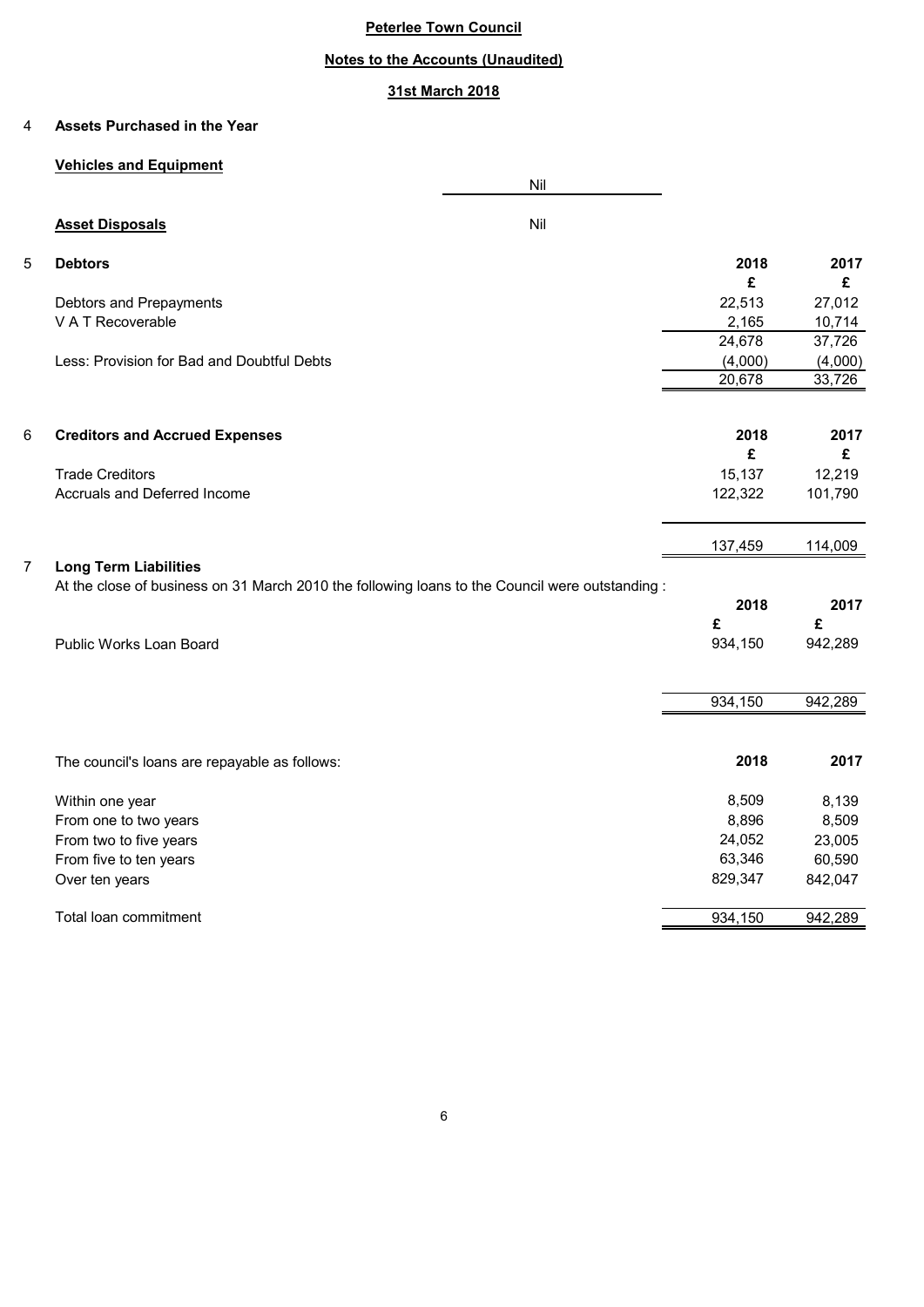**Peterlee Town Council**

**Notes to the Accounts (Unaudited)**

**31st March 2018**

## 4 Assets Purchased in the Year

**Vehicles and Equipment**

Nil

**Asset Disposals** Nil

## 5 Debtors

| | 2018 | 2017 |
|---|---|---|
| | £ | £ |
| Debtors and Prepayments | 22,513 | 27,012 |
| V A T Recoverable | 2,165 | 10,714 |
| | 24,678 | 37,726 |
| Less: Provision for Bad and Doubtful Debts | (4,000) | (4,000) |
| | 20,678 | 33,726 |

## 6 Creditors and Accrued Expenses

| | 2018 | 2017 |
|---|---|---|
| | £ | £ |
| Trade Creditors | 15,137 | 12,219 |
| Accruals and Deferred Income | 122,322 | 101,790 |
| | 137,459 | 114,009 |

## 7 Long Term Liabilities

At the close of business on 31 March 2010 the following loans to the Council were outstanding :

| | 2018 | 2017 |
|---|---|---|
| | £ | £ |
| Public Works Loan Board | 934,150 | 942,289 |
| | 934,150 | 942,289 |

| The council's loans are repayable as follows: | 2018 | 2017 |
|---|---|---|
| Within one year | 8,509 | 8,139 |
| From one to two years | 8,896 | 8,509 |
| From two to five years | 24,052 | 23,005 |
| From five to ten years | 63,346 | 60,590 |
| Over ten years | 829,347 | 842,047 |
| Total loan commitment | 934,150 | 942,289 |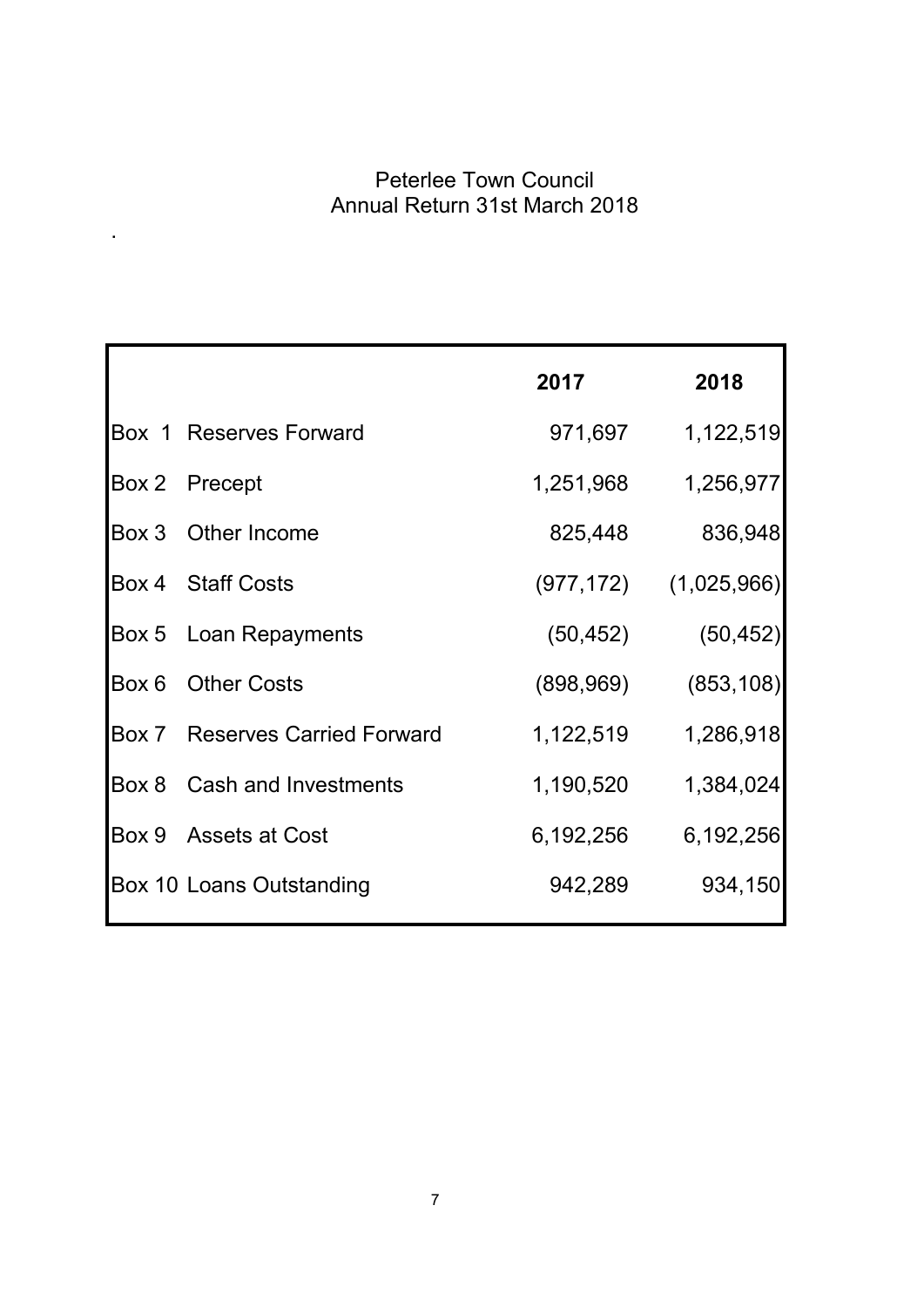Peterlee Town Council
Annual Return 31st March 2018

.

| | | 2017 | 2018 |
|---|---|---|---|
| Box 1 | Reserves Forward | 971,697 | 1,122,519 |
| Box 2 | Precept | 1,251,968 | 1,256,977 |
| Box 3 | Other Income | 825,448 | 836,948 |
| Box 4 | Staff Costs | (977,172) | (1,025,966) |
| Box 5 | Loan Repayments | (50,452) | (50,452) |
| Box 6 | Other Costs | (898,969) | (853,108) |
| Box 7 | Reserves Carried Forward | 1,122,519 | 1,286,918 |
| Box 8 | Cash and Investments | 1,190,520 | 1,384,024 |
| Box 9 | Assets at Cost | 6,192,256 | 6,192,256 |
| Box 10 | Loans Outstanding | 942,289 | 934,150 |